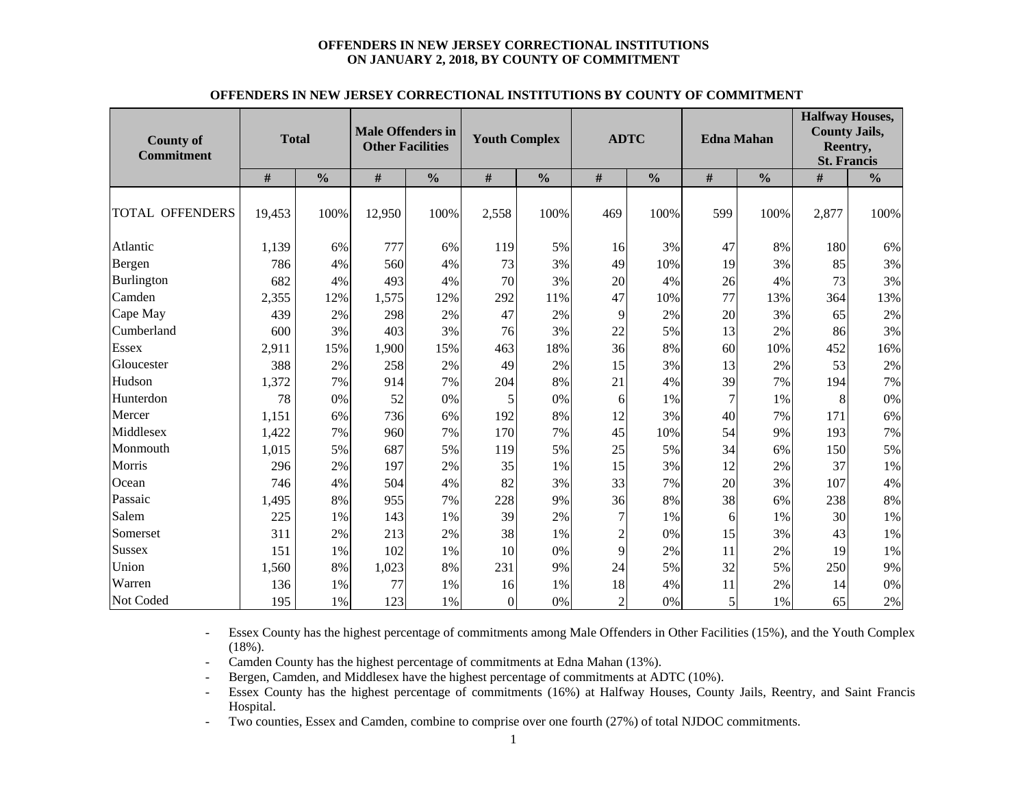# OFFENDERS IN NEW JERSEY CORRECTIONAL INSTITUTIONS ON JANUARY 2, 2018, BY COUNTY OF COMMITMENT

## OFFENDERS IN NEW JERSEY CORRECTIONAL INSTITUTIONS BY COUNTY OF COMMITMENT

| County of Commitment | Total | | Male Offenders in Other Facilities | | Youth Complex | | ADTC | | Edna Mahan | | Halfway Houses, County Jails, Reentry, St. Francis | |
|---|---|---|---|---|---|---|---|---|---|---|---|---|
| | # | % | # | % | # | % | # | % | # | % | # | % |
| TOTAL OFFENDERS | 19,453 | 100% | 12,950 | 100% | 2,558 | 100% | 469 | 100% | 599 | 100% | 2,877 | 100% |
| Atlantic | 1,139 | 6% | 777 | 6% | 119 | 5% | 16 | 3% | 47 | 8% | 180 | 6% |
| Bergen | 786 | 4% | 560 | 4% | 73 | 3% | 49 | 10% | 19 | 3% | 85 | 3% |
| Burlington | 682 | 4% | 493 | 4% | 70 | 3% | 20 | 4% | 26 | 4% | 73 | 3% |
| Camden | 2,355 | 12% | 1,575 | 12% | 292 | 11% | 47 | 10% | 77 | 13% | 364 | 13% |
| Cape May | 439 | 2% | 298 | 2% | 47 | 2% | 9 | 2% | 20 | 3% | 65 | 2% |
| Cumberland | 600 | 3% | 403 | 3% | 76 | 3% | 22 | 5% | 13 | 2% | 86 | 3% |
| Essex | 2,911 | 15% | 1,900 | 15% | 463 | 18% | 36 | 8% | 60 | 10% | 452 | 16% |
| Gloucester | 388 | 2% | 258 | 2% | 49 | 2% | 15 | 3% | 13 | 2% | 53 | 2% |
| Hudson | 1,372 | 7% | 914 | 7% | 204 | 8% | 21 | 4% | 39 | 7% | 194 | 7% |
| Hunterdon | 78 | 0% | 52 | 0% | 5 | 0% | 6 | 1% | 7 | 1% | 8 | 0% |
| Mercer | 1,151 | 6% | 736 | 6% | 192 | 8% | 12 | 3% | 40 | 7% | 171 | 6% |
| Middlesex | 1,422 | 7% | 960 | 7% | 170 | 7% | 45 | 10% | 54 | 9% | 193 | 7% |
| Monmouth | 1,015 | 5% | 687 | 5% | 119 | 5% | 25 | 5% | 34 | 6% | 150 | 5% |
| Morris | 296 | 2% | 197 | 2% | 35 | 1% | 15 | 3% | 12 | 2% | 37 | 1% |
| Ocean | 746 | 4% | 504 | 4% | 82 | 3% | 33 | 7% | 20 | 3% | 107 | 4% |
| Passaic | 1,495 | 8% | 955 | 7% | 228 | 9% | 36 | 8% | 38 | 6% | 238 | 8% |
| Salem | 225 | 1% | 143 | 1% | 39 | 2% | 7 | 1% | 6 | 1% | 30 | 1% |
| Somerset | 311 | 2% | 213 | 2% | 38 | 1% | 2 | 0% | 15 | 3% | 43 | 1% |
| Sussex | 151 | 1% | 102 | 1% | 10 | 0% | 9 | 2% | 11 | 2% | 19 | 1% |
| Union | 1,560 | 8% | 1,023 | 8% | 231 | 9% | 24 | 5% | 32 | 5% | 250 | 9% |
| Warren | 136 | 1% | 77 | 1% | 16 | 1% | 18 | 4% | 11 | 2% | 14 | 0% |
| Not Coded | 195 | 1% | 123 | 1% | 0 | 0% | 2 | 0% | 5 | 1% | 65 | 2% |

- Essex County has the highest percentage of commitments among Male Offenders in Other Facilities (15%), and the Youth Complex (18%).
- Camden County has the highest percentage of commitments at Edna Mahan (13%).
- Bergen, Camden, and Middlesex have the highest percentage of commitments at ADTC (10%).
- Essex County has the highest percentage of commitments (16%) at Halfway Houses, County Jails, Reentry, and Saint Francis Hospital.
- Two counties, Essex and Camden, combine to comprise over one fourth (27%) of total NJDOC commitments.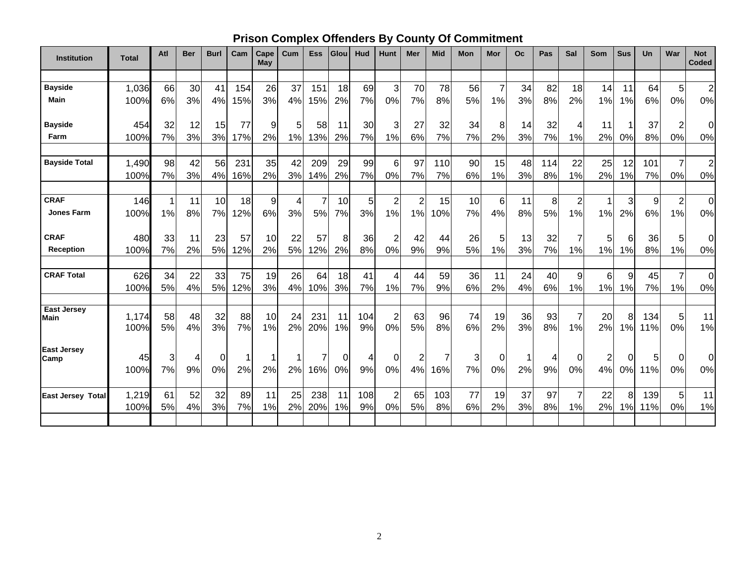## Prison Complex Offenders By County Of Commitment

| Institution | Total | Atl | Ber | Burl | Cam | Cape May | Cum | Ess | Glou | Hud | Hunt | Mer | Mid | Mon | Mor | Oc | Pas | Sal | Som | Sus | Un | War | Not Coded |
|---|---|---|---|---|---|---|---|---|---|---|---|---|---|---|---|---|---|---|---|---|---|---|---|
| Bayside Main | 1,036 | 66 | 30 | 41 | 154 | 26 | 37 | 151 | 18 | 69 | 3 | 70 | 78 | 56 | 7 | 34 | 82 | 18 | 14 | 11 | 64 | 5 | 2 |
| | 100% | 6% | 3% | 4% | 15% | 3% | 4% | 15% | 2% | 7% | 0% | 7% | 8% | 5% | 1% | 3% | 8% | 2% | 1% | 1% | 6% | 0% | 0% |
| Bayside Farm | 454 | 32 | 12 | 15 | 77 | 9 | 5 | 58 | 11 | 30 | 3 | 27 | 32 | 34 | 8 | 14 | 32 | 4 | 11 | 1 | 37 | 2 | 0 |
| | 100% | 7% | 3% | 3% | 17% | 2% | 1% | 13% | 2% | 7% | 1% | 6% | 7% | 7% | 2% | 3% | 7% | 1% | 2% | 0% | 8% | 0% | 0% |
| Bayside Total | 1,490 | 98 | 42 | 56 | 231 | 35 | 42 | 209 | 29 | 99 | 6 | 97 | 110 | 90 | 15 | 48 | 114 | 22 | 25 | 12 | 101 | 7 | 2 |
| | 100% | 7% | 3% | 4% | 16% | 2% | 3% | 14% | 2% | 7% | 0% | 7% | 7% | 6% | 1% | 3% | 8% | 1% | 2% | 1% | 7% | 0% | 0% |
| CRAF Jones Farm | 146 | 1 | 11 | 10 | 18 | 9 | 4 | 7 | 10 | 5 | 2 | 2 | 15 | 10 | 6 | 11 | 8 | 2 | 1 | 3 | 9 | 2 | 0 |
| | 100% | 1% | 8% | 7% | 12% | 6% | 3% | 5% | 7% | 3% | 1% | 1% | 10% | 7% | 4% | 8% | 5% | 1% | 1% | 2% | 6% | 1% | 0% |
| CRAF Reception | 480 | 33 | 11 | 23 | 57 | 10 | 22 | 57 | 8 | 36 | 2 | 42 | 44 | 26 | 5 | 13 | 32 | 7 | 5 | 6 | 36 | 5 | 0 |
| | 100% | 7% | 2% | 5% | 12% | 2% | 5% | 12% | 2% | 8% | 0% | 9% | 9% | 5% | 1% | 3% | 7% | 1% | 1% | 1% | 8% | 1% | 0% |
| CRAF Total | 626 | 34 | 22 | 33 | 75 | 19 | 26 | 64 | 18 | 41 | 4 | 44 | 59 | 36 | 11 | 24 | 40 | 9 | 6 | 9 | 45 | 7 | 0 |
| | 100% | 5% | 4% | 5% | 12% | 3% | 4% | 10% | 3% | 7% | 1% | 7% | 9% | 6% | 2% | 4% | 6% | 1% | 1% | 1% | 7% | 1% | 0% |
| East Jersey Main | 1,174 | 58 | 48 | 32 | 88 | 10 | 24 | 231 | 11 | 104 | 2 | 63 | 96 | 74 | 19 | 36 | 93 | 7 | 20 | 8 | 134 | 5 | 11 |
| | 100% | 5% | 4% | 3% | 7% | 1% | 2% | 20% | 1% | 9% | 0% | 5% | 8% | 6% | 2% | 3% | 8% | 1% | 2% | 1% | 11% | 0% | 1% |
| East Jersey Camp | 45 | 3 | 4 | 0 | 1 | 1 | 1 | 7 | 0 | 4 | 0 | 2 | 7 | 3 | 0 | 1 | 4 | 0 | 2 | 0 | 5 | 0 | 0 |
| | 100% | 7% | 9% | 0% | 2% | 2% | 2% | 16% | 0% | 9% | 0% | 4% | 16% | 7% | 0% | 2% | 9% | 0% | 4% | 0% | 11% | 0% | 0% |
| East Jersey Total | 1,219 | 61 | 52 | 32 | 89 | 11 | 25 | 238 | 11 | 108 | 2 | 65 | 103 | 77 | 19 | 37 | 97 | 7 | 22 | 8 | 139 | 5 | 11 |
| | 100% | 5% | 4% | 3% | 7% | 1% | 2% | 20% | 1% | 9% | 0% | 5% | 8% | 6% | 2% | 3% | 8% | 1% | 2% | 1% | 11% | 0% | 1% |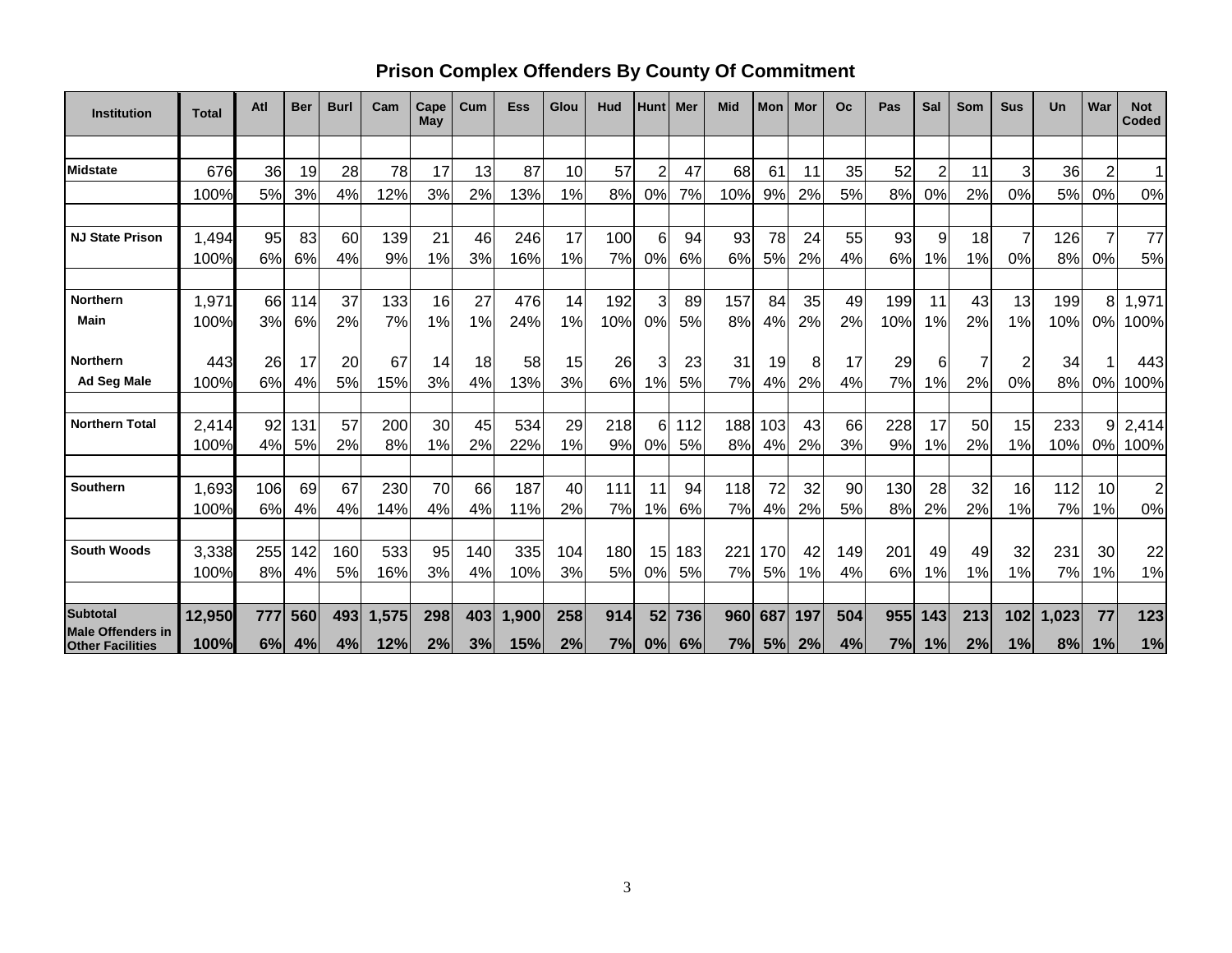# Prison Complex Offenders By County Of Commitment

| Institution | Total | Atl | Ber | Burl | Cam | Cape May | Cum | Ess | Glou | Hud | Hunt | Mer | Mid | Mon | Mor | Oc | Pas | Sal | Som | Sus | Un | War | Not Coded |
|---|---|---|---|---|---|---|---|---|---|---|---|---|---|---|---|---|---|---|---|---|---|---|---|
| Midstate | 676 | 36 | 19 | 28 | 78 | 17 | 13 | 87 | 10 | 57 | 2 | 47 | 68 | 61 | 11 | 35 | 52 | 2 | 11 | 3 | 36 | 2 | 1 |
| | 100% | 5% | 3% | 4% | 12% | 3% | 2% | 13% | 1% | 8% | 0% | 7% | 10% | 9% | 2% | 5% | 8% | 0% | 2% | 0% | 5% | 0% | 0% |
| NJ State Prison | 1,494 | 95 | 83 | 60 | 139 | 21 | 46 | 246 | 17 | 100 | 6 | 94 | 93 | 78 | 24 | 55 | 93 | 9 | 18 | 7 | 126 | 7 | 77 |
| | 100% | 6% | 6% | 4% | 9% | 1% | 3% | 16% | 1% | 7% | 0% | 6% | 6% | 5% | 2% | 4% | 6% | 1% | 1% | 0% | 8% | 0% | 5% |
| Northern Main | 1,971 | 66 | 114 | 37 | 133 | 16 | 27 | 476 | 14 | 192 | 3 | 89 | 157 | 84 | 35 | 49 | 199 | 11 | 43 | 13 | 199 | 8 | 1,971 |
| | 100% | 3% | 6% | 2% | 7% | 1% | 1% | 24% | 1% | 10% | 0% | 5% | 8% | 4% | 2% | 2% | 10% | 1% | 2% | 1% | 10% | 0% | 100% |
| Northern Ad Seg Male | 443 | 26 | 17 | 20 | 67 | 14 | 18 | 58 | 15 | 26 | 3 | 23 | 31 | 19 | 8 | 17 | 29 | 6 | 7 | 2 | 34 | 1 | 443 |
| | 100% | 6% | 4% | 5% | 15% | 3% | 4% | 13% | 3% | 6% | 1% | 5% | 7% | 4% | 2% | 4% | 7% | 1% | 2% | 0% | 8% | 0% | 100% |
| Northern Total | 2,414 | 92 | 131 | 57 | 200 | 30 | 45 | 534 | 29 | 218 | 6 | 112 | 188 | 103 | 43 | 66 | 228 | 17 | 50 | 15 | 233 | 9 | 2,414 |
| | 100% | 4% | 5% | 2% | 8% | 1% | 2% | 22% | 1% | 9% | 0% | 5% | 8% | 4% | 2% | 3% | 9% | 1% | 2% | 1% | 10% | 0% | 100% |
| Southern | 1,693 | 106 | 69 | 67 | 230 | 70 | 66 | 187 | 40 | 111 | 11 | 94 | 118 | 72 | 32 | 90 | 130 | 28 | 32 | 16 | 112 | 10 | 2 |
| | 100% | 6% | 4% | 4% | 14% | 4% | 4% | 11% | 2% | 7% | 1% | 6% | 7% | 4% | 2% | 5% | 8% | 2% | 2% | 1% | 7% | 1% | 0% |
| South Woods | 3,338 | 255 | 142 | 160 | 533 | 95 | 140 | 335 | 104 | 180 | 15 | 183 | 221 | 170 | 42 | 149 | 201 | 49 | 49 | 32 | 231 | 30 | 22 |
| | 100% | 8% | 4% | 5% | 16% | 3% | 4% | 10% | 3% | 5% | 0% | 5% | 7% | 5% | 1% | 4% | 6% | 1% | 1% | 1% | 7% | 1% | 1% |
| **Subtotal** | **12,950** | **777** | **560** | **493** | **1,575** | **298** | **403** | **1,900** | **258** | **914** | **52** | **736** | **960** | **687** | **197** | **504** | **955** | **143** | **213** | **102** | **1,023** | **77** | **123** |
| **Male Offenders in Other Facilities** | **100%** | **6%** | **4%** | **4%** | **12%** | **2%** | **3%** | **15%** | **2%** | **7%** | **0%** | **6%** | **7%** | **5%** | **2%** | **4%** | **7%** | **1%** | **2%** | **1%** | **8%** | **1%** | **1%** |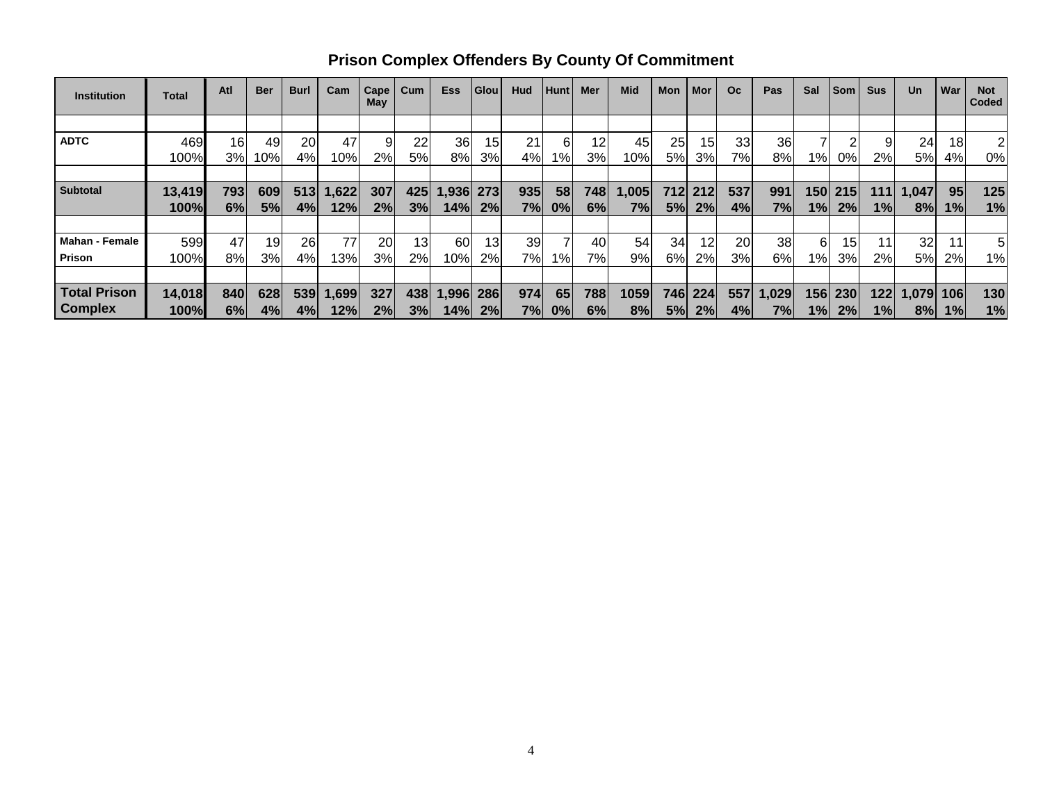## Prison Complex Offenders By County Of Commitment

| Institution | Total | Atl | Ber | Burl | Cam | Cape May | Cum | Ess | Glou | Hud | Hunt | Mer | Mid | Mon | Mor | Oc | Pas | Sal | Som | Sus | Un | War | Not Coded |
|---|---|---|---|---|---|---|---|---|---|---|---|---|---|---|---|---|---|---|---|---|---|---|---|
| ADTC | 469<br>100% | 16<br>3% | 49<br>10% | 20<br>4% | 47<br>10% | 9<br>2% | 22<br>5% | 36<br>8% | 15<br>3% | 21<br>4% | 6<br>1% | 12<br>3% | 45<br>10% | 25<br>5% | 15<br>3% | 33<br>7% | 36<br>8% | 7<br>1% | 2<br>0% | 9<br>2% | 24<br>5% | 18<br>4% | 2<br>0% |
| **Subtotal** | **13,419<br>100%** | **793<br>6%** | **609<br>5%** | **513<br>4%** | **1,622<br>12%** | **307<br>2%** | **425<br>3%** | **1,936<br>14%** | **273<br>2%** | **935<br>7%** | **58<br>0%** | **748<br>6%** | **1,005<br>7%** | **712<br>5%** | **212<br>2%** | **537<br>4%** | **991<br>7%** | **150<br>1%** | **215<br>2%** | **111<br>1%** | **1,047<br>8%** | **95<br>1%** | **125<br>1%** |
| Mahan - Female Prison | 599<br>100% | 47<br>8% | 19<br>3% | 26<br>4% | 77<br>13% | 20<br>3% | 13<br>2% | 60<br>10% | 13<br>2% | 39<br>7% | 7<br>1% | 40<br>7% | 54<br>9% | 34<br>6% | 12<br>2% | 20<br>3% | 38<br>6% | 6<br>1% | 15<br>3% | 11<br>2% | 32<br>5% | 11<br>2% | 5<br>1% |
| **Total Prison Complex** | **14,018<br>100%** | **840<br>6%** | **628<br>4%** | **539<br>4%** | **1,699<br>12%** | **327<br>2%** | **438<br>3%** | **1,996<br>14%** | **286<br>2%** | **974<br>7%** | **65<br>0%** | **788<br>6%** | **1059<br>8%** | **746<br>5%** | **224<br>2%** | **557<br>4%** | **1,029<br>7%** | **156<br>1%** | **230<br>2%** | **122<br>1%** | **1,079<br>8%** | **106<br>1%** | **130<br>1%** |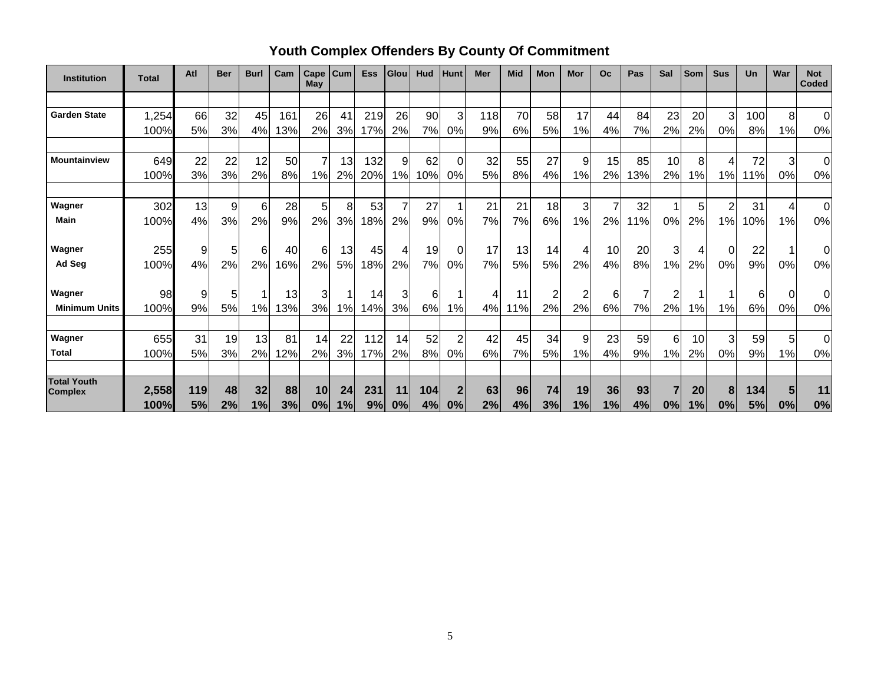## Youth Complex Offenders By County Of Commitment

| Institution | Total | Atl | Ber | Burl | Cam | Cape May | Cum | Ess | Glou | Hud | Hunt | Mer | Mid | Mon | Mor | Oc | Pas | Sal | Som | Sus | Un | War | Not Coded |
|---|---|---|---|---|---|---|---|---|---|---|---|---|---|---|---|---|---|---|---|---|---|---|---|
| **Garden State** | 1,254 | 66 | 32 | 45 | 161 | 26 | 41 | 219 | 26 | 90 | 3 | 118 | 70 | 58 | 17 | 44 | 84 | 23 | 20 | 3 | 100 | 8 | 0 |
| | 100% | 5% | 3% | 4% | 13% | 2% | 3% | 17% | 2% | 7% | 0% | 9% | 6% | 5% | 1% | 4% | 7% | 2% | 2% | 0% | 8% | 1% | 0% |
| **Mountainview** | 649 | 22 | 22 | 12 | 50 | 7 | 13 | 132 | 9 | 62 | 0 | 32 | 55 | 27 | 9 | 15 | 85 | 10 | 8 | 4 | 72 | 3 | 0 |
| | 100% | 3% | 3% | 2% | 8% | 1% | 2% | 20% | 1% | 10% | 0% | 5% | 8% | 4% | 1% | 2% | 13% | 2% | 1% | 1% | 11% | 0% | 0% |
| **Wagner** | 302 | 13 | 9 | 6 | 28 | 5 | 8 | 53 | 7 | 27 | 1 | 21 | 21 | 18 | 3 | 7 | 32 | 1 | 5 | 2 | 31 | 4 | 0 |
| **Main** | 100% | 4% | 3% | 2% | 9% | 2% | 3% | 18% | 2% | 9% | 0% | 7% | 7% | 6% | 1% | 2% | 11% | 0% | 2% | 1% | 10% | 1% | 0% |
| **Wagner** | 255 | 9 | 5 | 6 | 40 | 6 | 13 | 45 | 4 | 19 | 0 | 17 | 13 | 14 | 4 | 10 | 20 | 3 | 4 | 0 | 22 | 1 | 0 |
| **Ad Seg** | 100% | 4% | 2% | 2% | 16% | 2% | 5% | 18% | 2% | 7% | 0% | 7% | 5% | 5% | 2% | 4% | 8% | 1% | 2% | 0% | 9% | 0% | 0% |
| **Wagner** | 98 | 9 | 5 | 1 | 13 | 3 | 1 | 14 | 3 | 6 | 1 | 4 | 11 | 2 | 2 | 6 | 7 | 2 | 1 | 1 | 6 | 0 | 0 |
| **Minimum Units** | 100% | 9% | 5% | 1% | 13% | 3% | 1% | 14% | 3% | 6% | 1% | 4% | 11% | 2% | 2% | 6% | 7% | 2% | 1% | 1% | 6% | 0% | 0% |
| **Wagner** | 655 | 31 | 19 | 13 | 81 | 14 | 22 | 112 | 14 | 52 | 2 | 42 | 45 | 34 | 9 | 23 | 59 | 6 | 10 | 3 | 59 | 5 | 0 |
| **Total** | 100% | 5% | 3% | 2% | 12% | 2% | 3% | 17% | 2% | 8% | 0% | 6% | 7% | 5% | 1% | 4% | 9% | 1% | 2% | 0% | 9% | 1% | 0% |
| **Total Youth Complex** | **2,558** | **119** | **48** | **32** | **88** | **10** | **24** | **231** | **11** | **104** | **2** | **63** | **96** | **74** | **19** | **36** | **93** | **7** | **20** | **8** | **134** | **5** | **11** |
| | **100%** | **5%** | **2%** | **1%** | **3%** | **0%** | **1%** | **9%** | **0%** | **4%** | **0%** | **2%** | **4%** | **3%** | **1%** | **1%** | **4%** | **0%** | **1%** | **0%** | **5%** | **0%** | **0%** |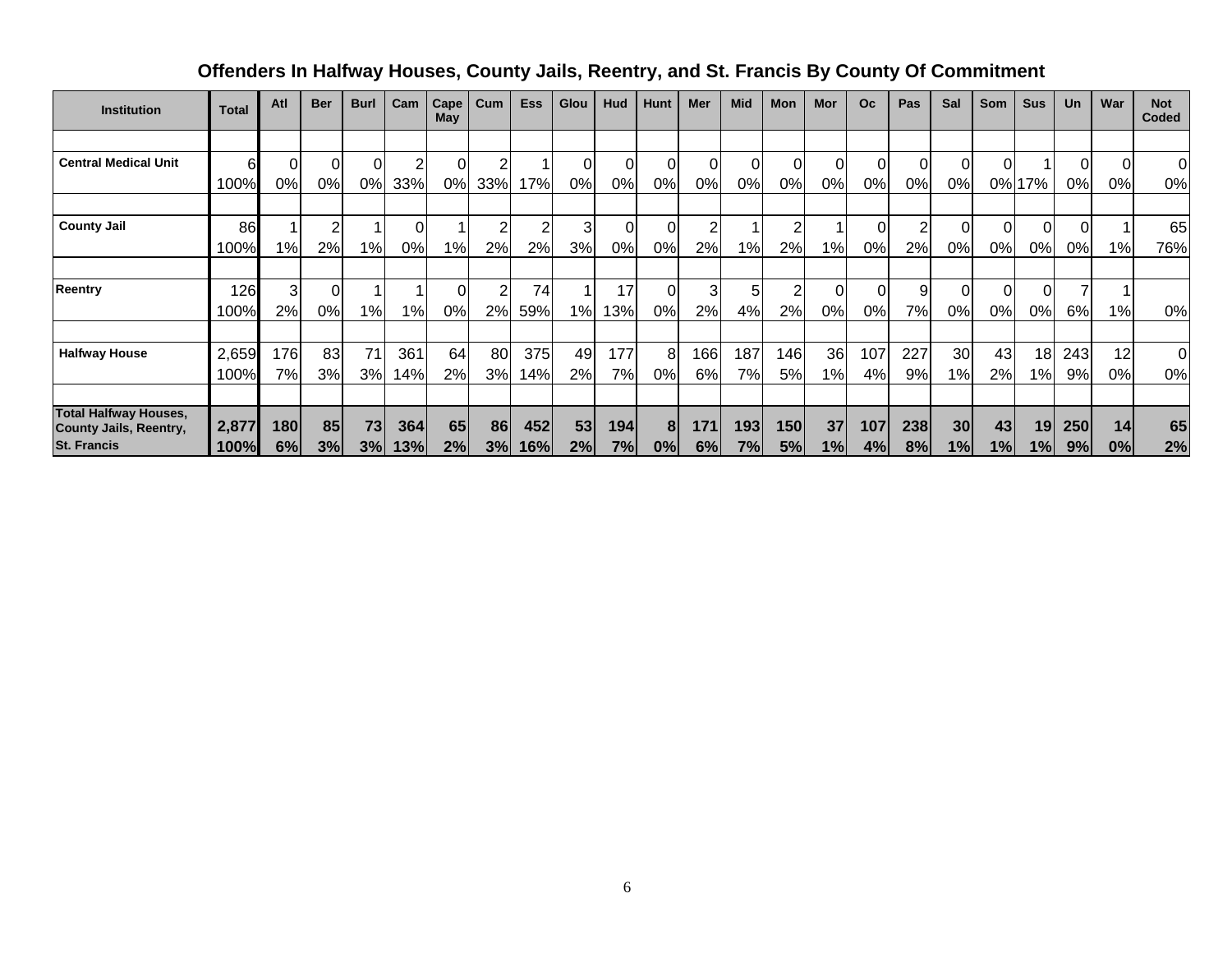## Offenders In Halfway Houses, County Jails, Reentry, and St. Francis By County Of Commitment

| Institution | Total | Atl | Ber | Burl | Cam | Cape May | Cum | Ess | Glou | Hud | Hunt | Mer | Mid | Mon | Mor | Oc | Pas | Sal | Som | Sus | Un | War | Not Coded |
|---|---|---|---|---|---|---|---|---|---|---|---|---|---|---|---|---|---|---|---|---|---|---|---|
| Central Medical Unit | 6 | 0 | 0 | 0 | 2 | 0 | 2 | 1 | 0 | 0 | 0 | 0 | 0 | 0 | 0 | 0 | 0 | 0 | 0 | 1 | 0 | 0 | 0 |
| | 100% | 0% | 0% | 0% | 33% | 0% | 33% | 17% | 0% | 0% | 0% | 0% | 0% | 0% | 0% | 0% | 0% | 0% | 0% | 17% | 0% | 0% | 0% |
| County Jail | 86 | 1 | 2 | 1 | 0 | 1 | 2 | 2 | 3 | 0 | 0 | 2 | 1 | 2 | 1 | 0 | 2 | 0 | 0 | 0 | 0 | 1 | 65 |
| | 100% | 1% | 2% | 1% | 0% | 1% | 2% | 2% | 3% | 0% | 0% | 2% | 1% | 2% | 1% | 0% | 2% | 0% | 0% | 0% | 0% | 1% | 76% |
| Reentry | 126 | 3 | 0 | 1 | 1 | 0 | 2 | 74 | 1 | 17 | 0 | 3 | 5 | 2 | 0 | 0 | 9 | 0 | 0 | 0 | 7 | 1 | |
| | 100% | 2% | 0% | 1% | 1% | 0% | 2% | 59% | 1% | 13% | 0% | 2% | 4% | 2% | 0% | 0% | 7% | 0% | 0% | 0% | 6% | 1% | 0% |
| Halfway House | 2,659 | 176 | 83 | 71 | 361 | 64 | 80 | 375 | 49 | 177 | 8 | 166 | 187 | 146 | 36 | 107 | 227 | 30 | 43 | 18 | 243 | 12 | 0 |
| | 100% | 7% | 3% | 3% | 14% | 2% | 3% | 14% | 2% | 7% | 0% | 6% | 7% | 5% | 1% | 4% | 9% | 1% | 2% | 1% | 9% | 0% | 0% |
| **Total Halfway Houses, County Jails, Reentry, St. Francis** | **2,877** | **180** | **85** | **73** | **364** | **65** | **86** | **452** | **53** | **194** | **8** | **171** | **193** | **150** | **37** | **107** | **238** | **30** | **43** | **19** | **250** | **14** | **65** |
| | **100%** | **6%** | **3%** | **3%** | **13%** | **2%** | **3%** | **16%** | **2%** | **7%** | **0%** | **6%** | **7%** | **5%** | **1%** | **4%** | **8%** | **1%** | **1%** | **1%** | **9%** | **0%** | **2%** |